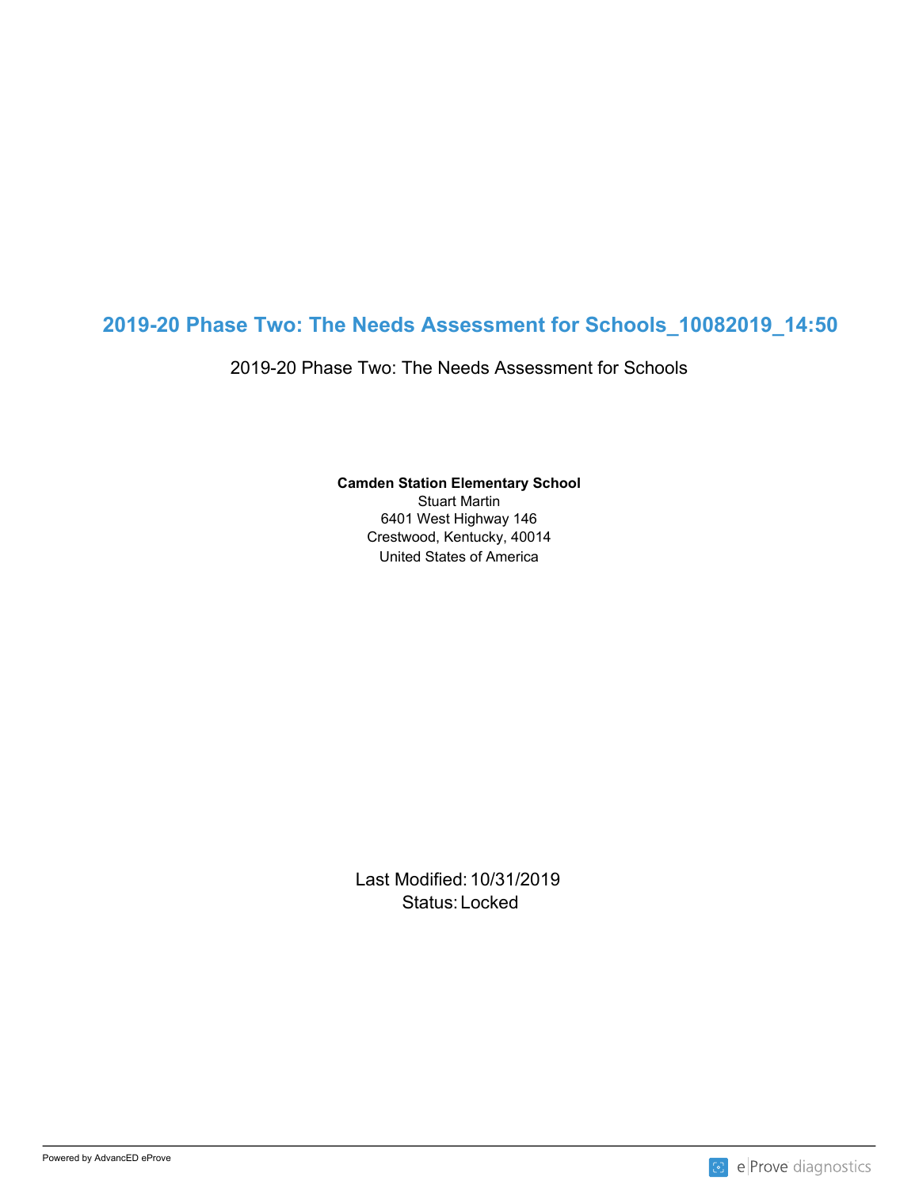# 2019-20 Phase Two: The Needs Assessment for Schools_10082019_14:50

2019-20 Phase Two: The Needs Assessment for Schools

**Camden Station Elementary School**
Stuart Martin
6401 West Highway 146
Crestwood, Kentucky, 40014
United States of America

Last Modified: 10/31/2019
Status: Locked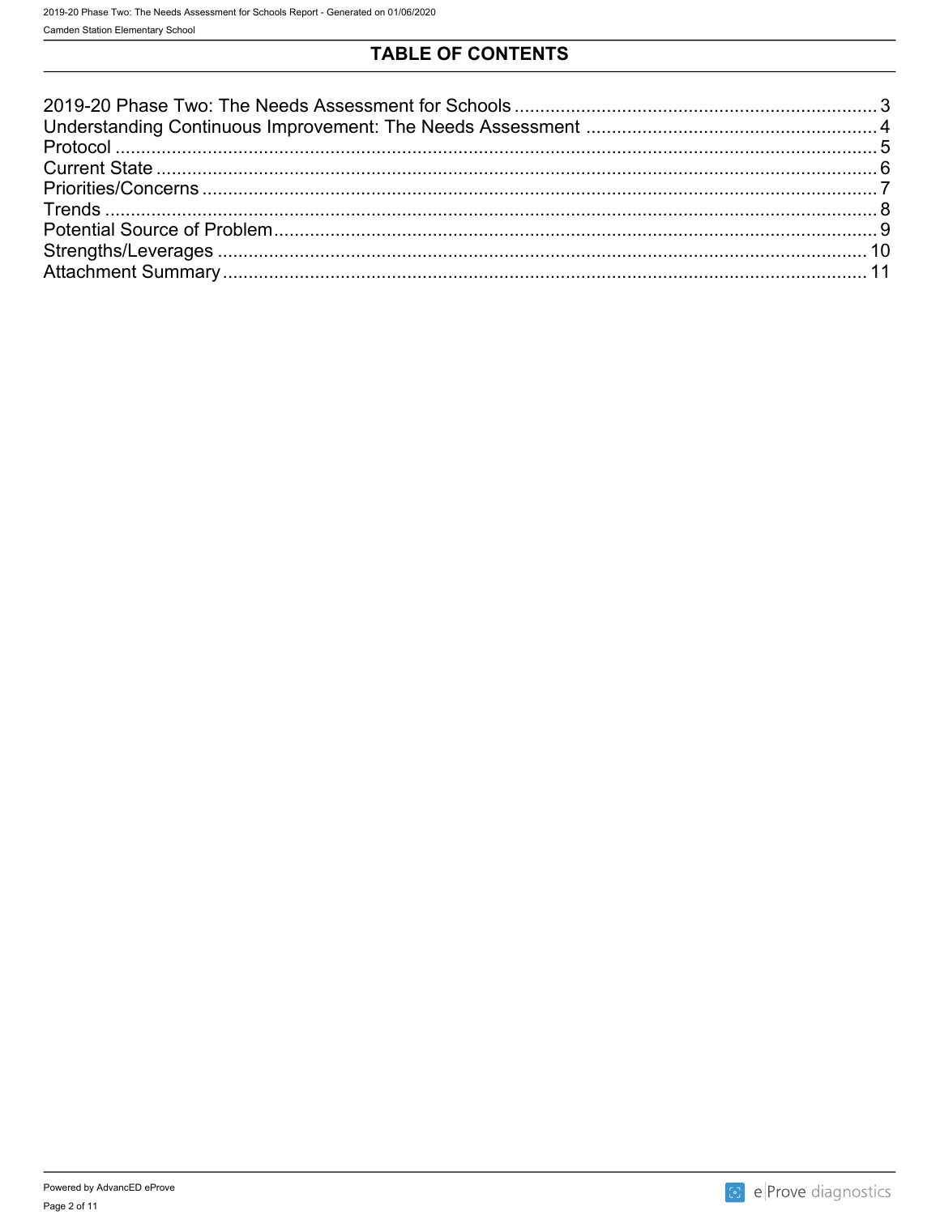# TABLE OF CONTENTS

2019-20 Phase Two: The Needs Assessment for Schools ........ 3
Understanding Continuous Improvement: The Needs Assessment ........ 4
Protocol ........ 5
Current State ........ 6
Priorities/Concerns ........ 7
Trends ........ 8
Potential Source of Problem ........ 9
Strengths/Leverages ........ 10
Attachment Summary ........ 11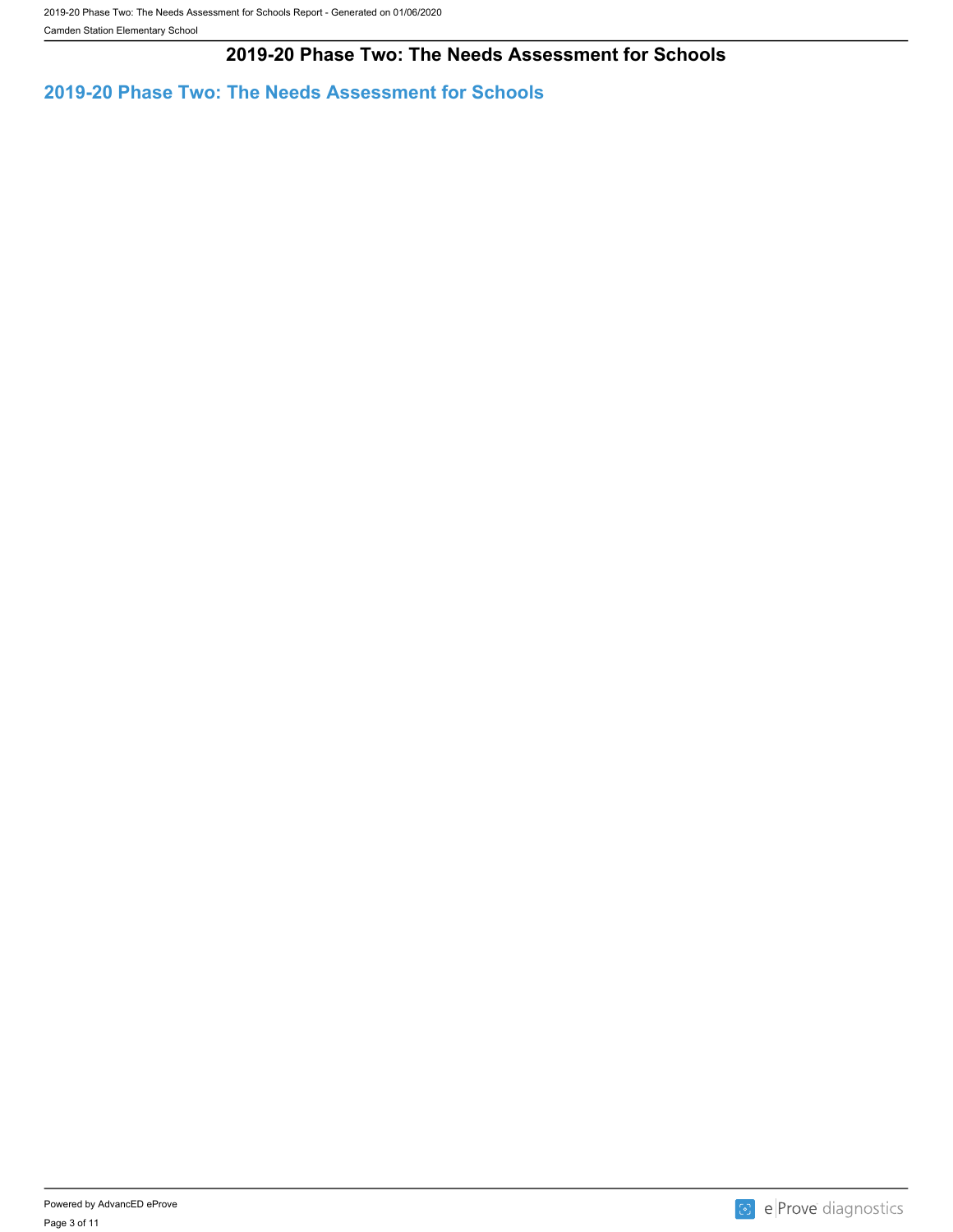# 2019-20 Phase Two: The Needs Assessment for Schools

## 2019-20 Phase Two: The Needs Assessment for Schools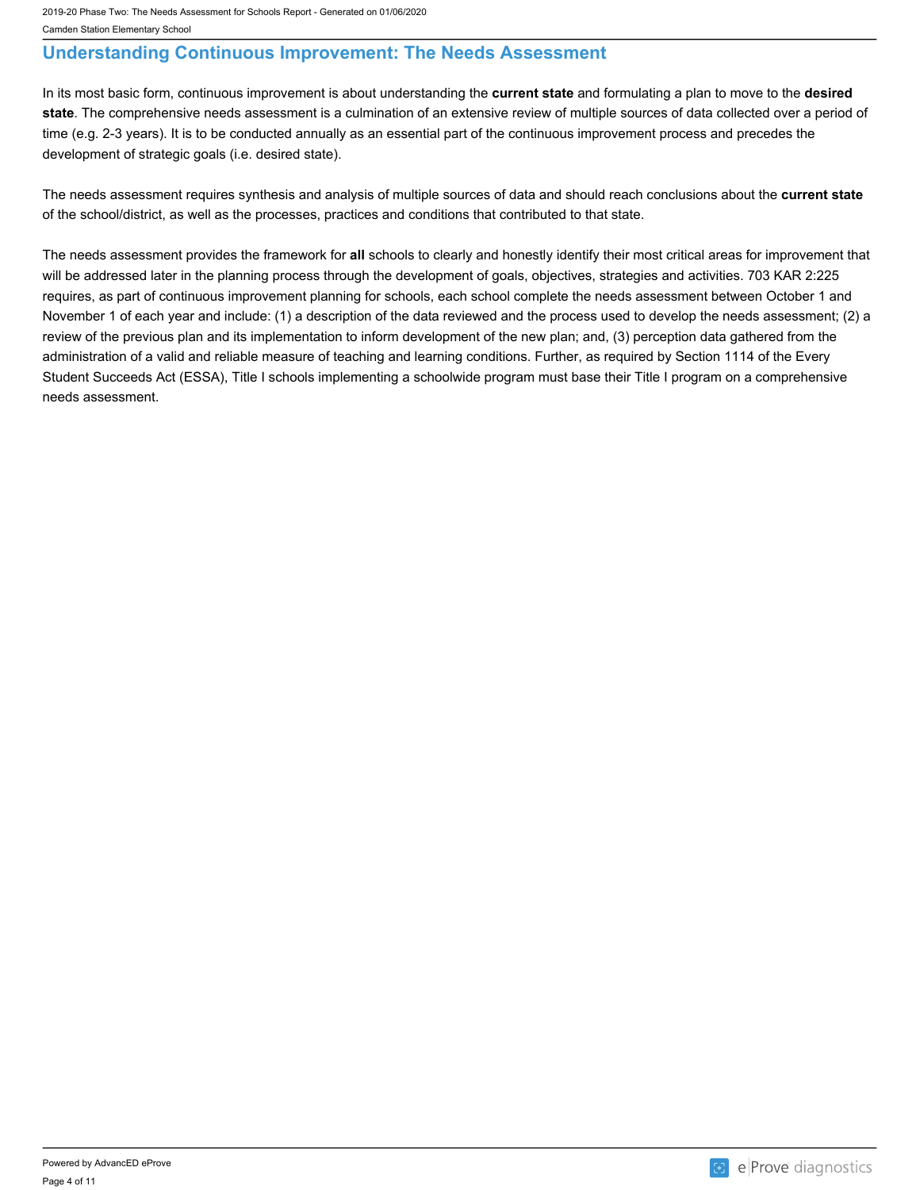## Understanding Continuous Improvement: The Needs Assessment

In its most basic form, continuous improvement is about understanding the **current state** and formulating a plan to move to the **desired state**. The comprehensive needs assessment is a culmination of an extensive review of multiple sources of data collected over a period of time (e.g. 2-3 years). It is to be conducted annually as an essential part of the continuous improvement process and precedes the development of strategic goals (i.e. desired state).

The needs assessment requires synthesis and analysis of multiple sources of data and should reach conclusions about the **current state** of the school/district, as well as the processes, practices and conditions that contributed to that state.

The needs assessment provides the framework for **all** schools to clearly and honestly identify their most critical areas for improvement that will be addressed later in the planning process through the development of goals, objectives, strategies and activities. 703 KAR 2:225 requires, as part of continuous improvement planning for schools, each school complete the needs assessment between October 1 and November 1 of each year and include: (1) a description of the data reviewed and the process used to develop the needs assessment; (2) a review of the previous plan and its implementation to inform development of the new plan; and, (3) perception data gathered from the administration of a valid and reliable measure of teaching and learning conditions. Further, as required by Section 1114 of the Every Student Succeeds Act (ESSA), Title I schools implementing a schoolwide program must base their Title I program on a comprehensive needs assessment.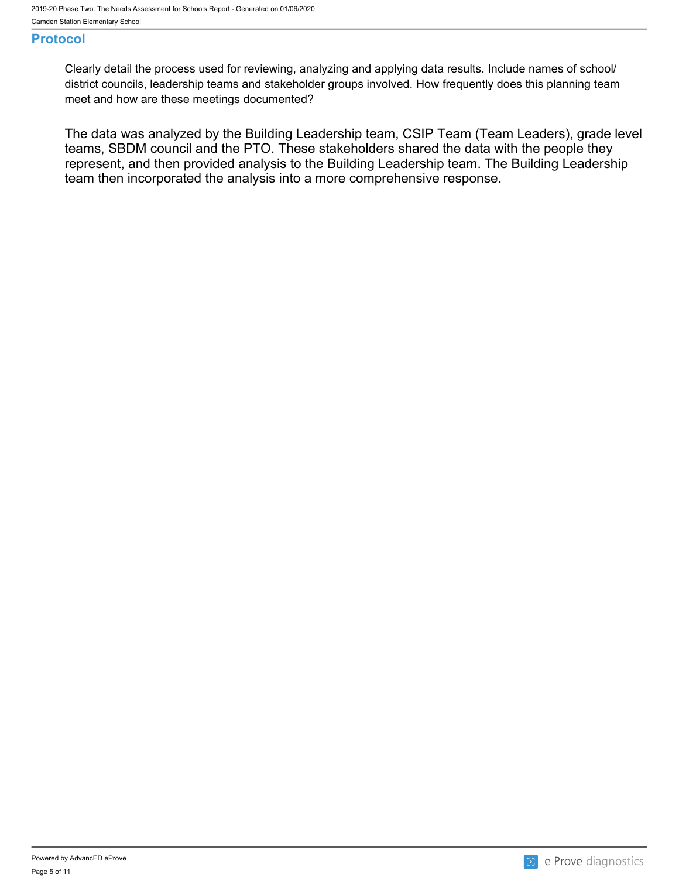## Protocol

Clearly detail the process used for reviewing, analyzing and applying data results. Include names of school/ district councils, leadership teams and stakeholder groups involved. How frequently does this planning team meet and how are these meetings documented?

The data was analyzed by the Building Leadership team, CSIP Team (Team Leaders), grade level teams, SBDM council and the PTO. These stakeholders shared the data with the people they represent, and then provided analysis to the Building Leadership team. The Building Leadership team then incorporated the analysis into a more comprehensive response.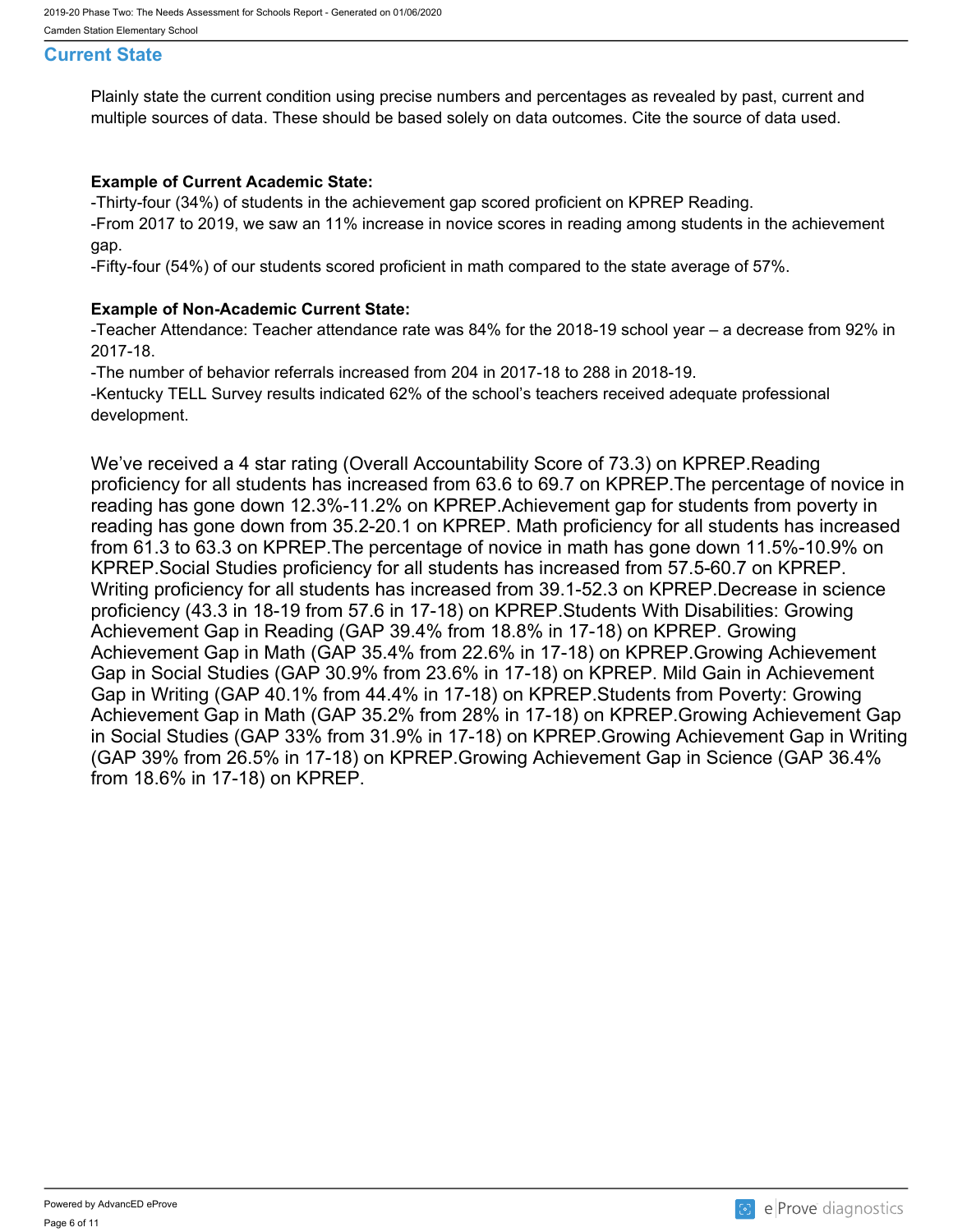## Current State

Plainly state the current condition using precise numbers and percentages as revealed by past, current and multiple sources of data. These should be based solely on data outcomes. Cite the source of data used.

**Example of Current Academic State:**

-Thirty-four (34%) of students in the achievement gap scored proficient on KPREP Reading.

-From 2017 to 2019, we saw an 11% increase in novice scores in reading among students in the achievement gap.

-Fifty-four (54%) of our students scored proficient in math compared to the state average of 57%.

**Example of Non-Academic Current State:**

-Teacher Attendance: Teacher attendance rate was 84% for the 2018-19 school year – a decrease from 92% in 2017-18.

-The number of behavior referrals increased from 204 in 2017-18 to 288 in 2018-19.

-Kentucky TELL Survey results indicated 62% of the school's teachers received adequate professional development.

We've received a 4 star rating (Overall Accountability Score of 73.3) on KPREP.Reading proficiency for all students has increased from 63.6 to 69.7 on KPREP.The percentage of novice in reading has gone down 12.3%-11.2% on KPREP.Achievement gap for students from poverty in reading has gone down from 35.2-20.1 on KPREP. Math proficiency for all students has increased from 61.3 to 63.3 on KPREP.The percentage of novice in math has gone down 11.5%-10.9% on KPREP.Social Studies proficiency for all students has increased from 57.5-60.7 on KPREP. Writing proficiency for all students has increased from 39.1-52.3 on KPREP.Decrease in science proficiency (43.3 in 18-19 from 57.6 in 17-18) on KPREP.Students With Disabilities: Growing Achievement Gap in Reading (GAP 39.4% from 18.8% in 17-18) on KPREP. Growing Achievement Gap in Math (GAP 35.4% from 22.6% in 17-18) on KPREP.Growing Achievement Gap in Social Studies (GAP 30.9% from 23.6% in 17-18) on KPREP. Mild Gain in Achievement Gap in Writing (GAP 40.1% from 44.4% in 17-18) on KPREP.Students from Poverty: Growing Achievement Gap in Math (GAP 35.2% from 28% in 17-18) on KPREP.Growing Achievement Gap in Social Studies (GAP 33% from 31.9% in 17-18) on KPREP.Growing Achievement Gap in Writing (GAP 39% from 26.5% in 17-18) on KPREP.Growing Achievement Gap in Science (GAP 36.4% from 18.6% in 17-18) on KPREP.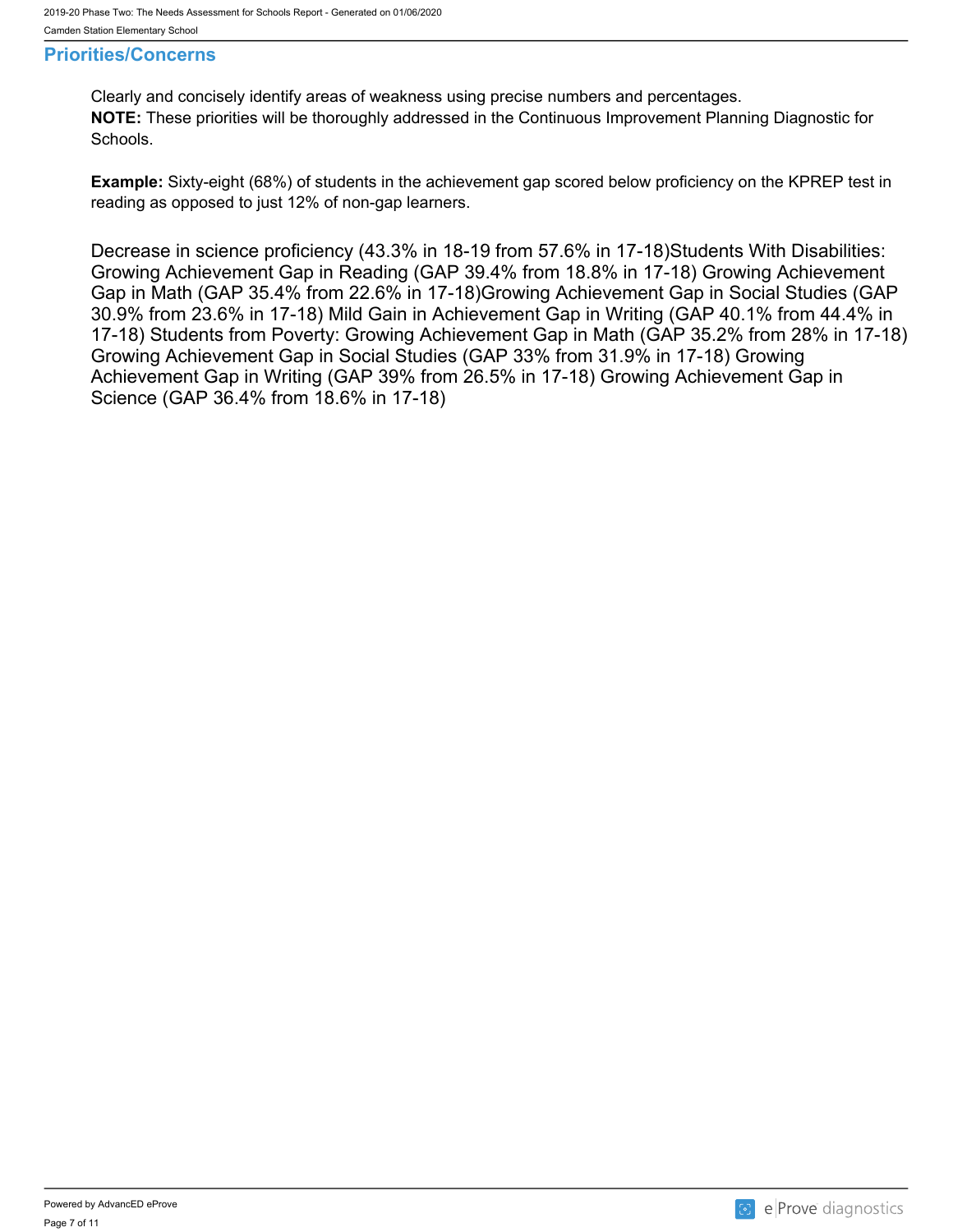## Priorities/Concerns

Clearly and concisely identify areas of weakness using precise numbers and percentages.
**NOTE:** These priorities will be thoroughly addressed in the Continuous Improvement Planning Diagnostic for Schools.

**Example:** Sixty-eight (68%) of students in the achievement gap scored below proficiency on the KPREP test in reading as opposed to just 12% of non-gap learners.

Decrease in science proficiency (43.3% in 18-19 from 57.6% in 17-18)Students With Disabilities: Growing Achievement Gap in Reading (GAP 39.4% from 18.8% in 17-18) Growing Achievement Gap in Math (GAP 35.4% from 22.6% in 17-18)Growing Achievement Gap in Social Studies (GAP 30.9% from 23.6% in 17-18) Mild Gain in Achievement Gap in Writing (GAP 40.1% from 44.4% in 17-18) Students from Poverty: Growing Achievement Gap in Math (GAP 35.2% from 28% in 17-18) Growing Achievement Gap in Social Studies (GAP 33% from 31.9% in 17-18) Growing Achievement Gap in Writing (GAP 39% from 26.5% in 17-18) Growing Achievement Gap in Science (GAP 36.4% from 18.6% in 17-18)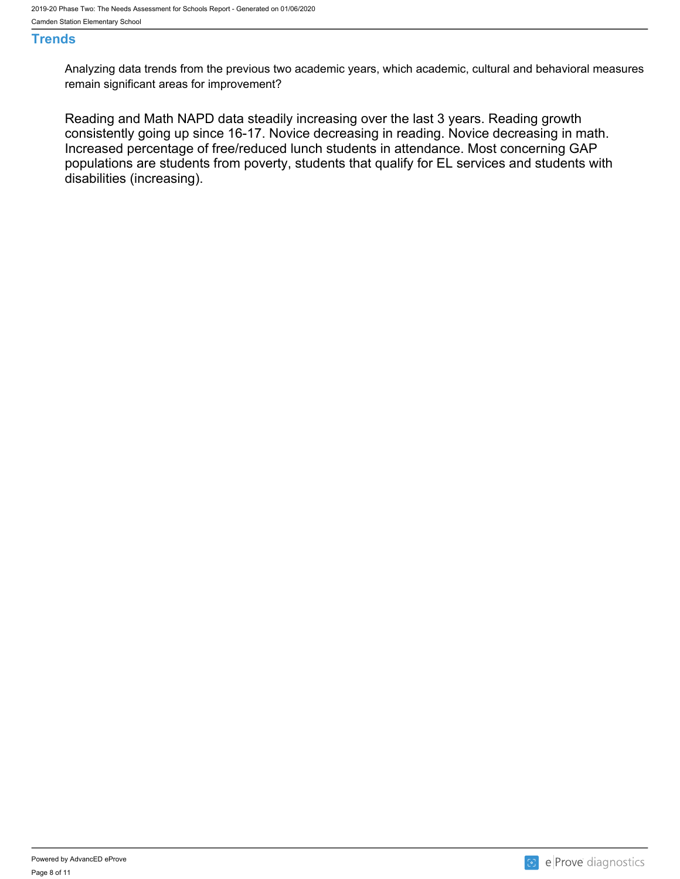## Trends

Analyzing data trends from the previous two academic years, which academic, cultural and behavioral measures remain significant areas for improvement?

Reading and Math NAPD data steadily increasing over the last 3 years. Reading growth consistently going up since 16-17. Novice decreasing in reading. Novice decreasing in math. Increased percentage of free/reduced lunch students in attendance. Most concerning GAP populations are students from poverty, students that qualify for EL services and students with disabilities (increasing).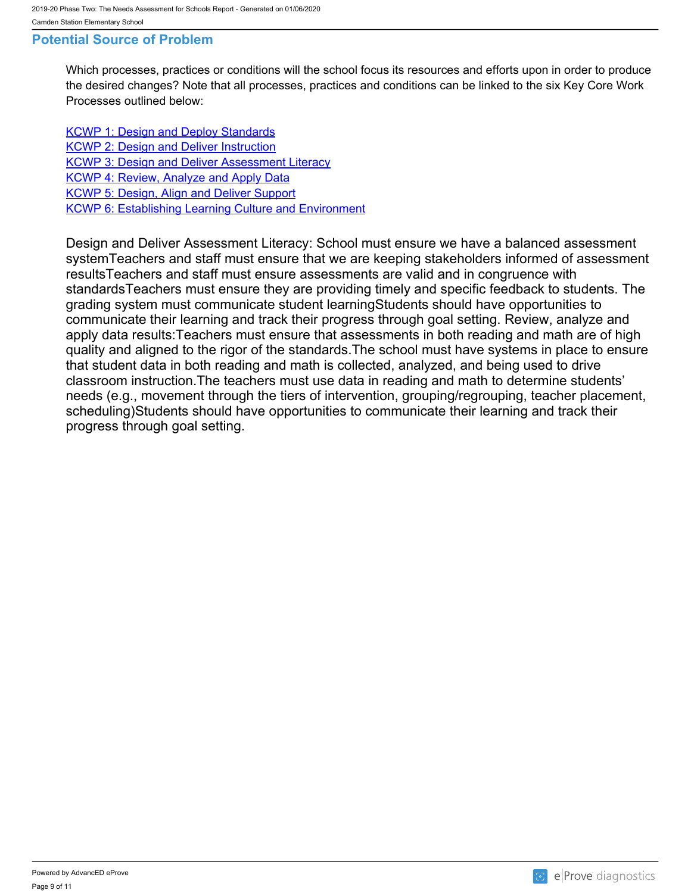## Potential Source of Problem

Which processes, practices or conditions will the school focus its resources and efforts upon in order to produce the desired changes? Note that all processes, practices and conditions can be linked to the six Key Core Work Processes outlined below:

[KCWP 1: Design and Deploy Standards]
[KCWP 2: Design and Deliver Instruction]
[KCWP 3: Design and Deliver Assessment Literacy]
[KCWP 4: Review, Analyze and Apply Data]
[KCWP 5: Design, Align and Deliver Support]
[KCWP 6: Establishing Learning Culture and Environment]

Design and Deliver Assessment Literacy: School must ensure we have a balanced assessment systemTeachers and staff must ensure that we are keeping stakeholders informed of assessment resultsTeachers and staff must ensure assessments are valid and in congruence with standardsTeachers must ensure they are providing timely and specific feedback to students. The grading system must communicate student learningStudents should have opportunities to communicate their learning and track their progress through goal setting. Review, analyze and apply data results:Teachers must ensure that assessments in both reading and math are of high quality and aligned to the rigor of the standards.The school must have systems in place to ensure that student data in both reading and math is collected, analyzed, and being used to drive classroom instruction.The teachers must use data in reading and math to determine students' needs (e.g., movement through the tiers of intervention, grouping/regrouping, teacher placement, scheduling)Students should have opportunities to communicate their learning and track their progress through goal setting.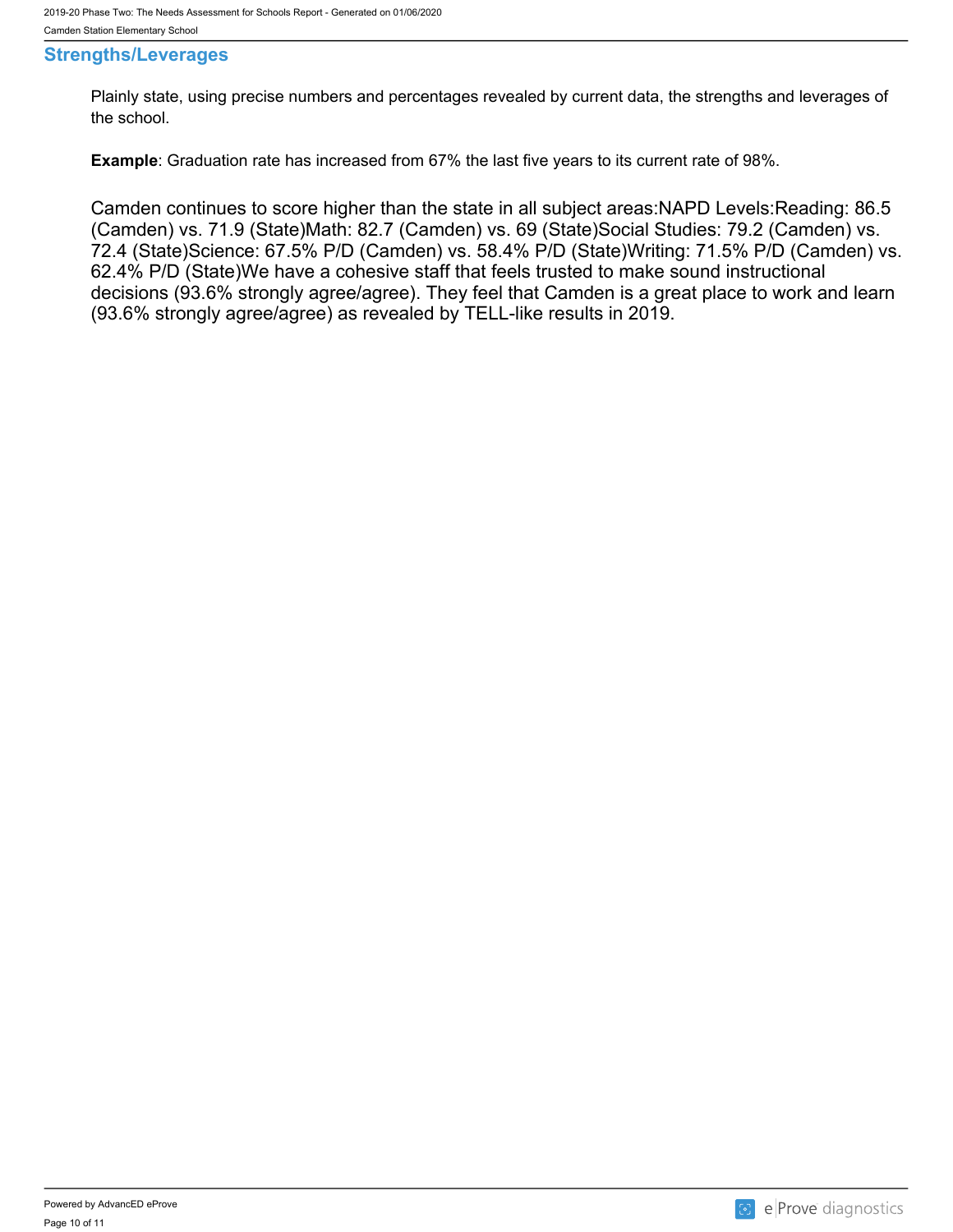## Strengths/Leverages

Plainly state, using precise numbers and percentages revealed by current data, the strengths and leverages of the school.

**Example**: Graduation rate has increased from 67% the last five years to its current rate of 98%.

Camden continues to score higher than the state in all subject areas:NAPD Levels:Reading: 86.5 (Camden) vs. 71.9 (State)Math: 82.7 (Camden) vs. 69 (State)Social Studies: 79.2 (Camden) vs. 72.4 (State)Science: 67.5% P/D (Camden) vs. 58.4% P/D (State)Writing: 71.5% P/D (Camden) vs. 62.4% P/D (State)We have a cohesive staff that feels trusted to make sound instructional decisions (93.6% strongly agree/agree). They feel that Camden is a great place to work and learn (93.6% strongly agree/agree) as revealed by TELL-like results in 2019.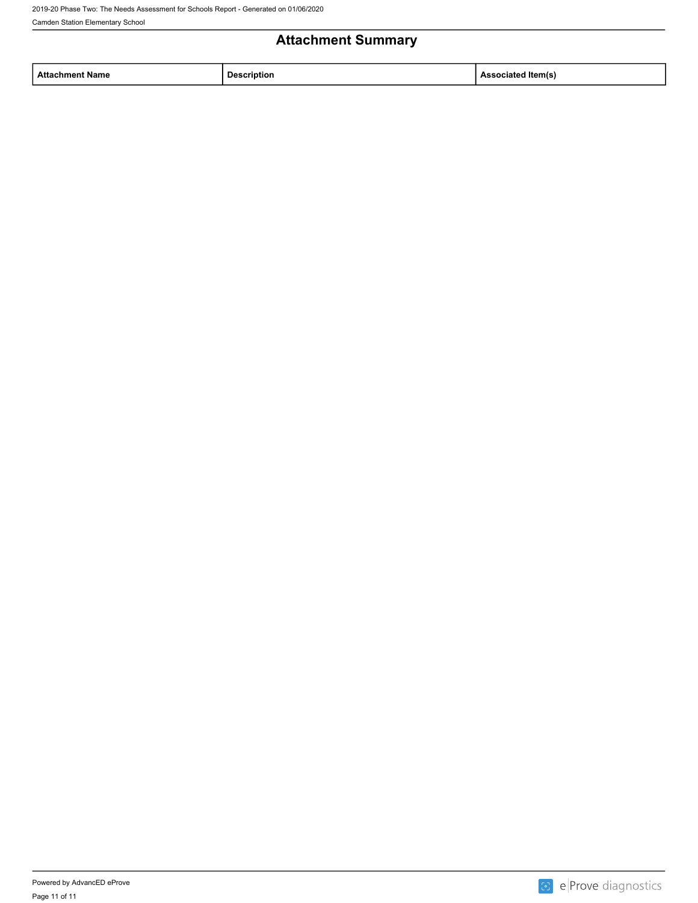# Attachment Summary

| Attachment Name | Description | Associated Item(s) |
| --- | --- | --- |